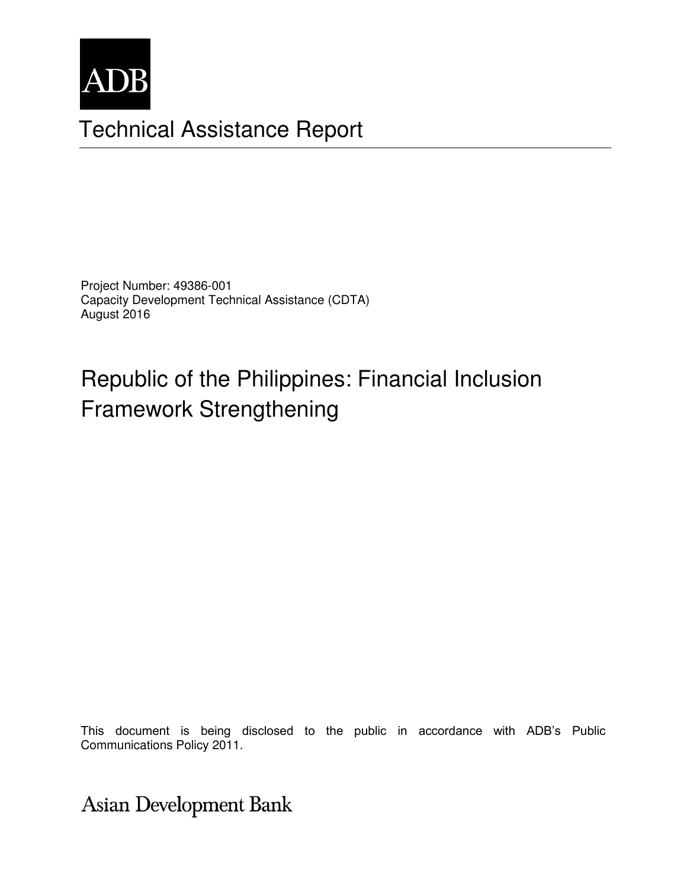ADB

# Technical Assistance Report

Project Number: 49386-001
Capacity Development Technical Assistance (CDTA)
August 2016

## Republic of the Philippines: Financial Inclusion Framework Strengthening

This document is being disclosed to the public in accordance with ADB's Public Communications Policy 2011.

Asian Development Bank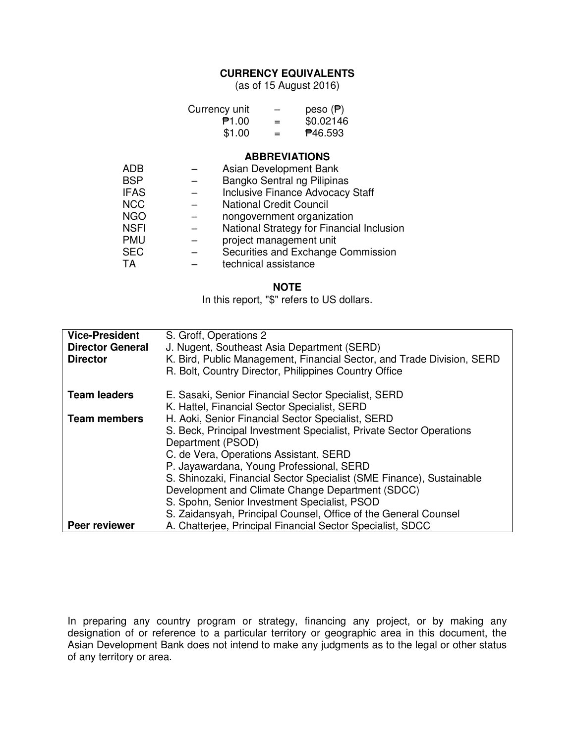## CURRENCY EQUIVALENTS

(as of 15 August 2016)

| | | |
|---|---|---|
| Currency unit | – | peso (₱) |
| ₱1.00 | = | $0.02146 |
| $1.00 | = | ₱46.593 |

## ABBREVIATIONS

| | | |
|---|---|---|
| ADB | – | Asian Development Bank |
| BSP | – | Bangko Sentral ng Pilipinas |
| IFAS | – | Inclusive Finance Advocacy Staff |
| NCC | – | National Credit Council |
| NGO | – | nongovernment organization |
| NSFI | – | National Strategy for Financial Inclusion |
| PMU | – | project management unit |
| SEC | – | Securities and Exchange Commission |
| TA | – | technical assistance |

## NOTE

In this report, "$" refers to US dollars.

| | |
|---|---|
| **Vice-President** | S. Groff, Operations 2 |
| **Director General** | J. Nugent, Southeast Asia Department (SERD) |
| **Director** | K. Bird, Public Management, Financial Sector, and Trade Division, SERD<br>R. Bolt, Country Director, Philippines Country Office |
| **Team leaders** | E. Sasaki, Senior Financial Sector Specialist, SERD<br>K. Hattel, Financial Sector Specialist, SERD |
| **Team members** | H. Aoki, Senior Financial Sector Specialist, SERD<br>S. Beck, Principal Investment Specialist, Private Sector Operations Department (PSOD)<br>C. de Vera, Operations Assistant, SERD<br>P. Jayawardana, Young Professional, SERD<br>S. Shinozaki, Financial Sector Specialist (SME Finance), Sustainable Development and Climate Change Department (SDCC)<br>S. Spohn, Senior Investment Specialist, PSOD<br>S. Zaidansyah, Principal Counsel, Office of the General Counsel |
| **Peer reviewer** | A. Chatterjee, Principal Financial Sector Specialist, SDCC |

In preparing any country program or strategy, financing any project, or by making any designation of or reference to a particular territory or geographic area in this document, the Asian Development Bank does not intend to make any judgments as to the legal or other status of any territory or area.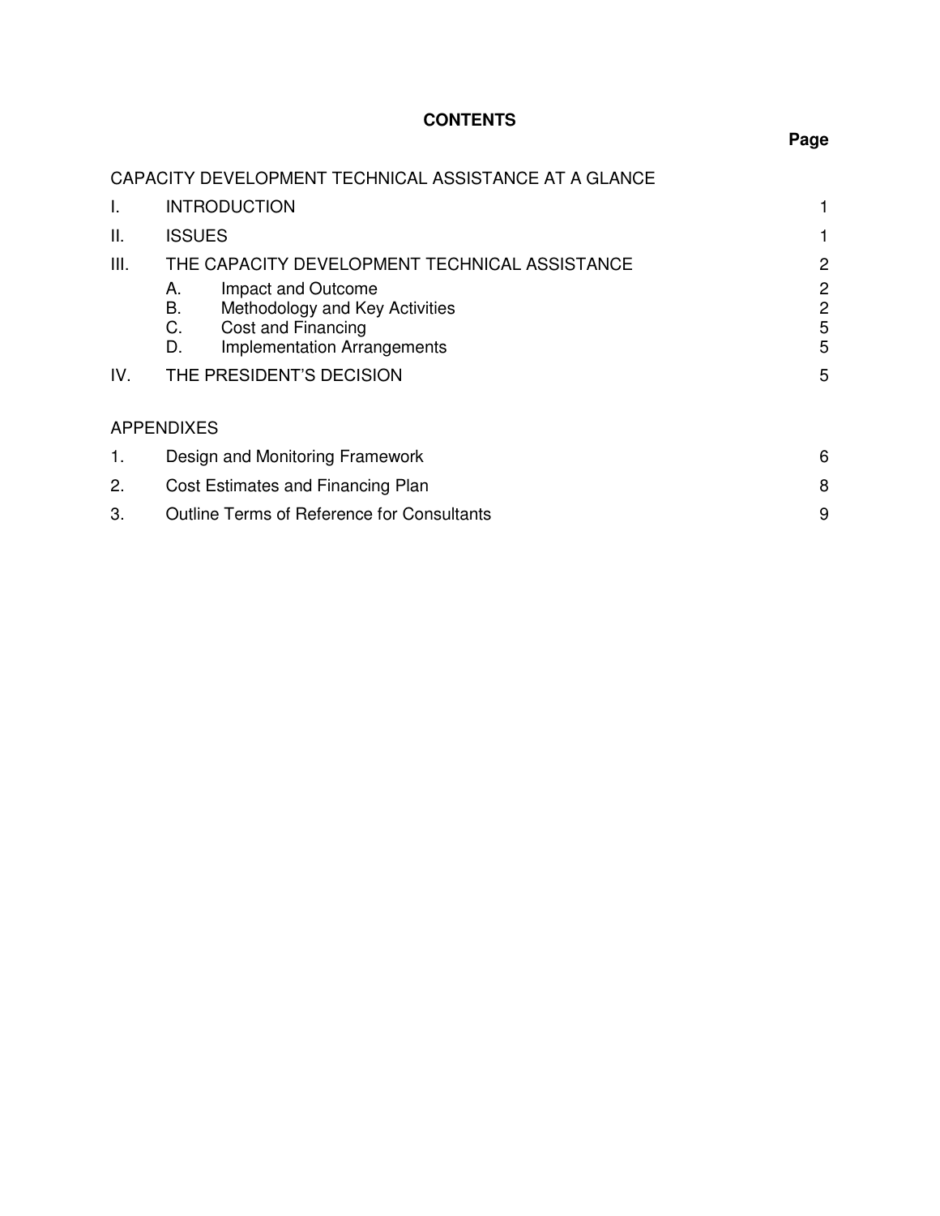# CONTENTS

| | | Page |
|---|---|---|
| CAPACITY DEVELOPMENT TECHNICAL ASSISTANCE AT A GLANCE | | |
| I. | INTRODUCTION | 1 |
| II. | ISSUES | 1 |
| III. | THE CAPACITY DEVELOPMENT TECHNICAL ASSISTANCE | 2 |
| | A. Impact and Outcome | 2 |
| | B. Methodology and Key Activities | 2 |
| | C. Cost and Financing | 5 |
| | D. Implementation Arrangements | 5 |
| IV. | THE PRESIDENT'S DECISION | 5 |
| APPENDIXES | | |
| 1. | Design and Monitoring Framework | 6 |
| 2. | Cost Estimates and Financing Plan | 8 |
| 3. | Outline Terms of Reference for Consultants | 9 |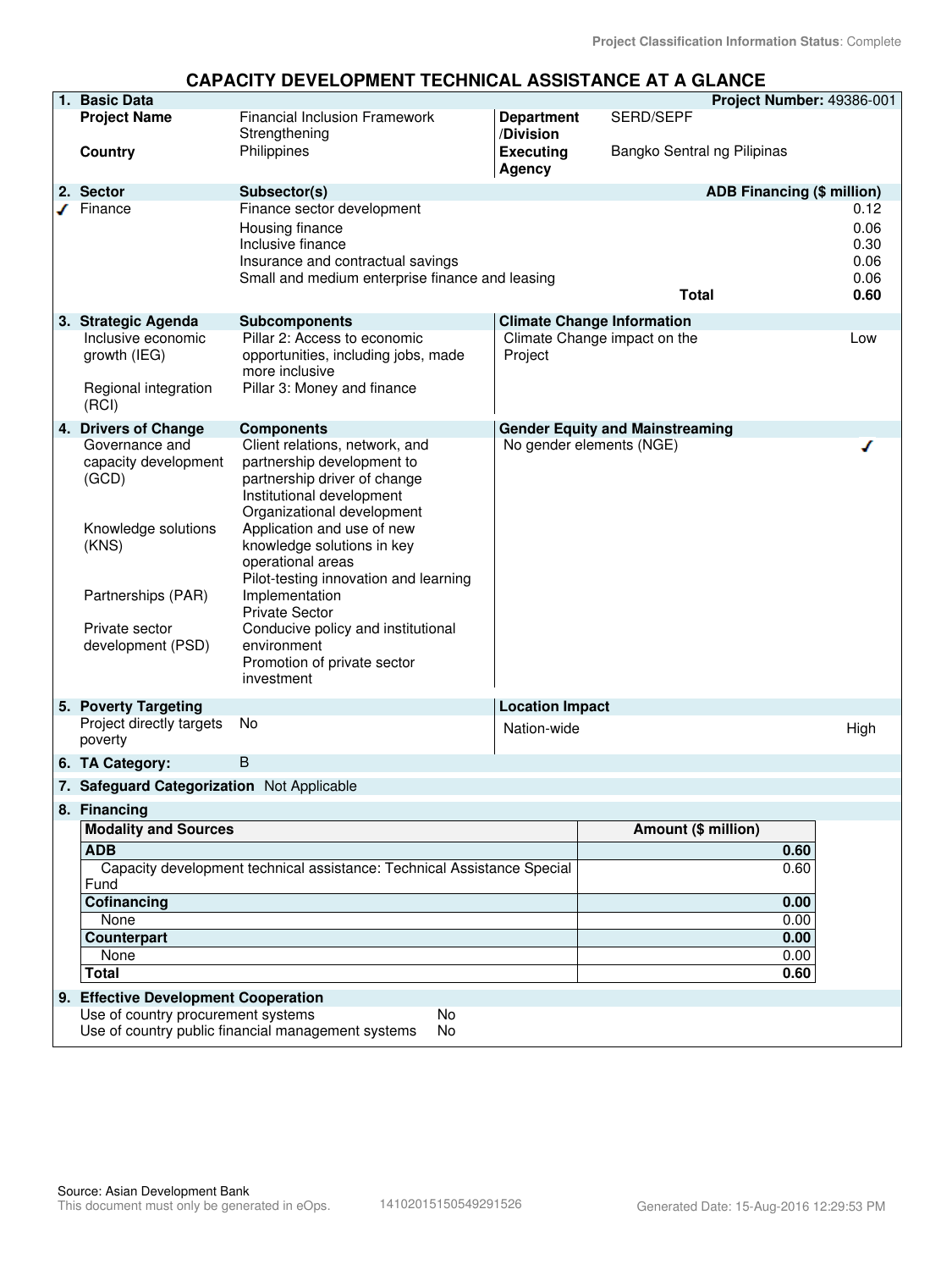Project Classification Information Status: Complete

# CAPACITY DEVELOPMENT TECHNICAL ASSISTANCE AT A GLANCE

## 1. Basic Data

**Project Number:** 49386-001

| | | | |
|---|---|---|---|
| **Project Name** | Financial Inclusion Framework Strengthening | **Department /Division** | SERD/SEPF |
| **Country** | Philippines | **Executing Agency** | Bangko Sentral ng Pilipinas |

## 2. Sector

| Sector | Subsector(s) | ADB Financing ($ million) |
|---|---|---|
| ✓ Finance | Finance sector development | 0.12 |
| | Housing finance | 0.06 |
| | Inclusive finance | 0.30 |
| | Insurance and contractual savings | 0.06 |
| | Small and medium enterprise finance and leasing | 0.06 |
| | **Total** | **0.60** |

## 3. Strategic Agenda

| Strategic Agenda | Subcomponents |
|---|---|
| Inclusive economic growth (IEG) | Pillar 2: Access to economic opportunities, including jobs, made more inclusive |
| Regional integration (RCI) | Pillar 3: Money and finance |

**Climate Change Information**

| | |
|---|---|
| Climate Change impact on the Project | Low |

## 4. Drivers of Change

| Drivers of Change | Components |
|---|---|
| Governance and capacity development (GCD) | Client relations, network, and partnership development to partnership driver of change<br>Institutional development<br>Organizational development |
| Knowledge solutions (KNS) | Application and use of new knowledge solutions in key operational areas<br>Pilot-testing innovation and learning |
| Partnerships (PAR) | Implementation<br>Private Sector |
| Private sector development (PSD) | Conducive policy and institutional environment<br>Promotion of private sector investment |

**Gender Equity and Mainstreaming**

| | |
|---|---|
| No gender elements (NGE) | ✓ |

## 5. Poverty Targeting

| | |
|---|---|
| Project directly targets poverty | No |

**Location Impact**

| | |
|---|---|
| Nation-wide | High |

## 6. TA Category: B

## 7. Safeguard Categorization: Not Applicable

## 8. Financing

| Modality and Sources | Amount ($ million) |
|---|---|
| **ADB** | **0.60** |
| Capacity development technical assistance: Technical Assistance Special Fund | 0.60 |
| **Cofinancing** | **0.00** |
| None | 0.00 |
| **Counterpart** | **0.00** |
| None | 0.00 |
| **Total** | **0.60** |

## 9. Effective Development Cooperation

| | |
|---|---|
| Use of country procurement systems | No |
| Use of country public financial management systems | No |

Source: Asian Development Bank
This document must only be generated in eOps. 14102015150549291526 Generated Date: 15-Aug-2016 12:29:53 PM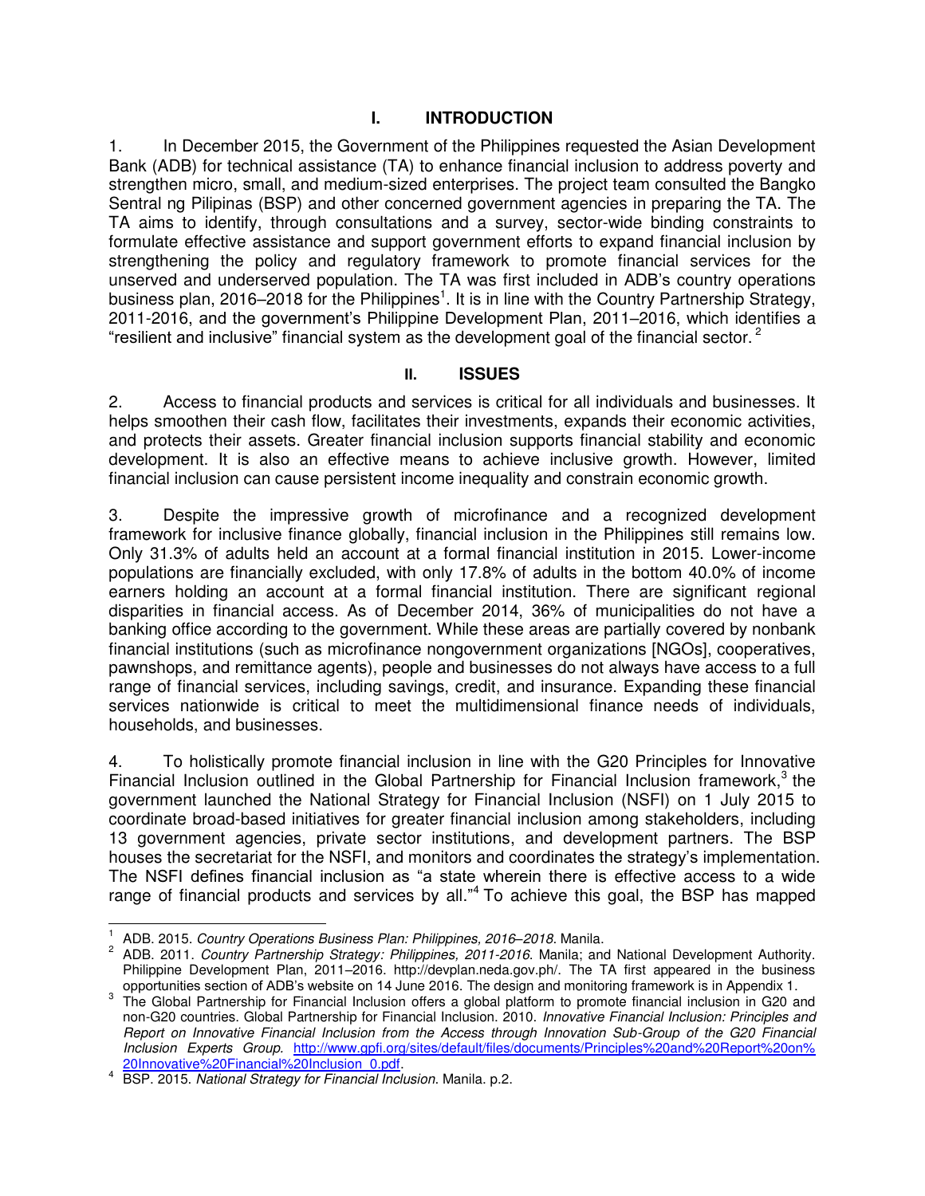# I. INTRODUCTION

1. In December 2015, the Government of the Philippines requested the Asian Development Bank (ADB) for technical assistance (TA) to enhance financial inclusion to address poverty and strengthen micro, small, and medium-sized enterprises. The project team consulted the Bangko Sentral ng Pilipinas (BSP) and other concerned government agencies in preparing the TA. The TA aims to identify, through consultations and a survey, sector-wide binding constraints to formulate effective assistance and support government efforts to expand financial inclusion by strengthening the policy and regulatory framework to promote financial services for the unserved and underserved population. The TA was first included in ADB's country operations business plan, 2016–2018 for the Philippines[1]. It is in line with the Country Partnership Strategy, 2011-2016, and the government's Philippine Development Plan, 2011–2016, which identifies a "resilient and inclusive" financial system as the development goal of the financial sector.[2]

# II. ISSUES

2. Access to financial products and services is critical for all individuals and businesses. It helps smoothen their cash flow, facilitates their investments, expands their economic activities, and protects their assets. Greater financial inclusion supports financial stability and economic development. It is also an effective means to achieve inclusive growth. However, limited financial inclusion can cause persistent income inequality and constrain economic growth.

3. Despite the impressive growth of microfinance and a recognized development framework for inclusive finance globally, financial inclusion in the Philippines still remains low. Only 31.3% of adults held an account at a formal financial institution in 2015. Lower-income populations are financially excluded, with only 17.8% of adults in the bottom 40.0% of income earners holding an account at a formal financial institution. There are significant regional disparities in financial access. As of December 2014, 36% of municipalities do not have a banking office according to the government. While these areas are partially covered by nonbank financial institutions (such as microfinance nongovernment organizations [NGOs], cooperatives, pawnshops, and remittance agents), people and businesses do not always have access to a full range of financial services, including savings, credit, and insurance. Expanding these financial services nationwide is critical to meet the multidimensional finance needs of individuals, households, and businesses.

4. To holistically promote financial inclusion in line with the G20 Principles for Innovative Financial Inclusion outlined in the Global Partnership for Financial Inclusion framework,[3] the government launched the National Strategy for Financial Inclusion (NSFI) on 1 July 2015 to coordinate broad-based initiatives for greater financial inclusion among stakeholders, including 13 government agencies, private sector institutions, and development partners. The BSP houses the secretariat for the NSFI, and monitors and coordinates the strategy's implementation. The NSFI defines financial inclusion as "a state wherein there is effective access to a wide range of financial products and services by all."[4] To achieve this goal, the BSP has mapped

---

[1] ADB. 2015. *Country Operations Business Plan: Philippines, 2016–2018*. Manila.

[2] ADB. 2011. *Country Partnership Strategy: Philippines, 2011-2016*. Manila; and National Development Authority. Philippine Development Plan, 2011–2016. http://devplan.neda.gov.ph/. The TA first appeared in the business opportunities section of ADB's website on 14 June 2016. The design and monitoring framework is in Appendix 1.

[3] The Global Partnership for Financial Inclusion offers a global platform to promote financial inclusion in G20 and non-G20 countries. Global Partnership for Financial Inclusion. 2010. *Innovative Financial Inclusion: Principles and Report on Innovative Financial Inclusion from the Access through Innovation Sub-Group of the G20 Financial Inclusion Experts Group.* http://www.gpfi.org/sites/default/files/documents/Principles%20and%20Report%20on%20Innovative%20Financial%20Inclusion_0.pdf.

[4] BSP. 2015. *National Strategy for Financial Inclusion*. Manila. p.2.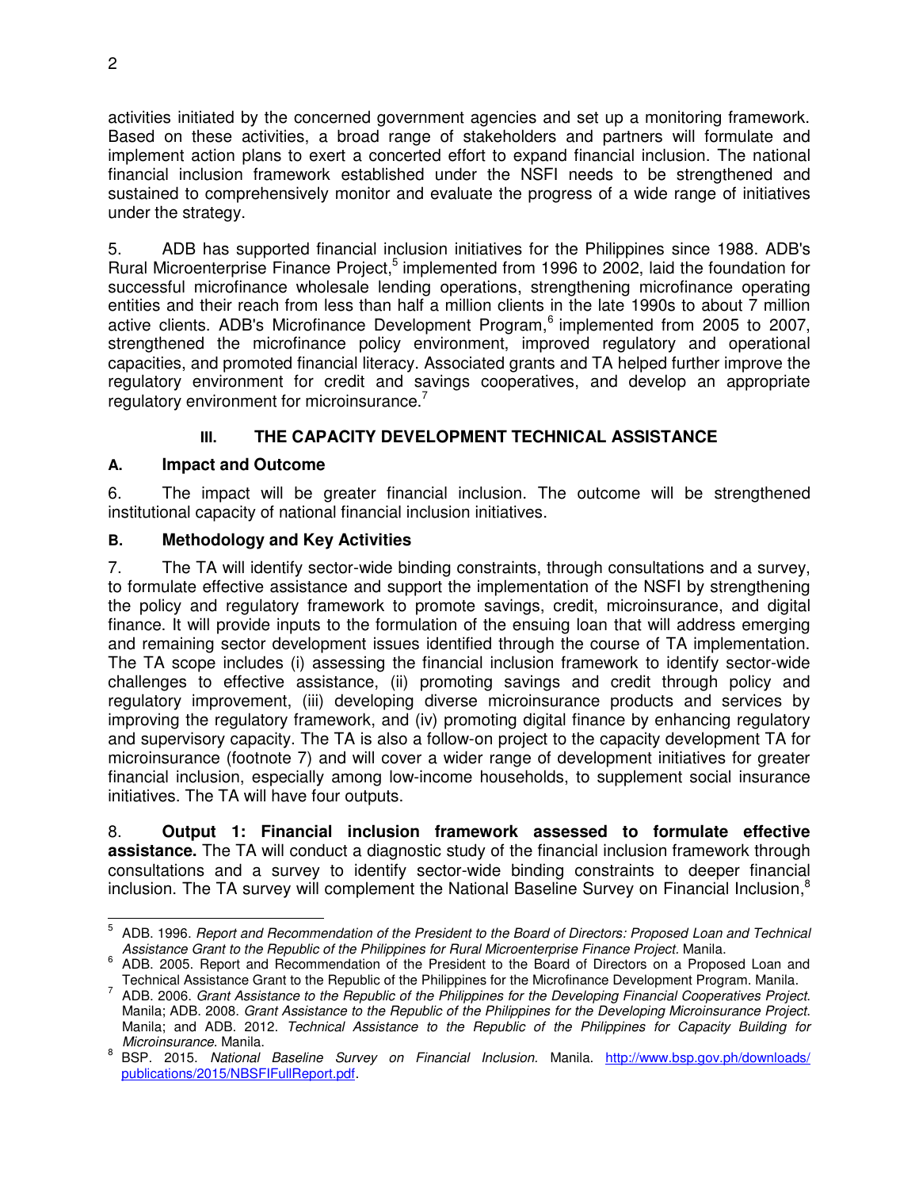activities initiated by the concerned government agencies and set up a monitoring framework. Based on these activities, a broad range of stakeholders and partners will formulate and implement action plans to exert a concerted effort to expand financial inclusion. The national financial inclusion framework established under the NSFI needs to be strengthened and sustained to comprehensively monitor and evaluate the progress of a wide range of initiatives under the strategy.

5. ADB has supported financial inclusion initiatives for the Philippines since 1988. ADB's Rural Microenterprise Finance Project,[5] implemented from 1996 to 2002, laid the foundation for successful microfinance wholesale lending operations, strengthening microfinance operating entities and their reach from less than half a million clients in the late 1990s to about 7 million active clients. ADB's Microfinance Development Program,[6] implemented from 2005 to 2007, strengthened the microfinance policy environment, improved regulatory and operational capacities, and promoted financial literacy. Associated grants and TA helped further improve the regulatory environment for credit and savings cooperatives, and develop an appropriate regulatory environment for microinsurance.[7]

## III. THE CAPACITY DEVELOPMENT TECHNICAL ASSISTANCE

### A. Impact and Outcome

6. The impact will be greater financial inclusion. The outcome will be strengthened institutional capacity of national financial inclusion initiatives.

### B. Methodology and Key Activities

7. The TA will identify sector-wide binding constraints, through consultations and a survey, to formulate effective assistance and support the implementation of the NSFI by strengthening the policy and regulatory framework to promote savings, credit, microinsurance, and digital finance. It will provide inputs to the formulation of the ensuing loan that will address emerging and remaining sector development issues identified through the course of TA implementation. The TA scope includes (i) assessing the financial inclusion framework to identify sector-wide challenges to effective assistance, (ii) promoting savings and credit through policy and regulatory improvement, (iii) developing diverse microinsurance products and services by improving the regulatory framework, and (iv) promoting digital finance by enhancing regulatory and supervisory capacity. The TA is also a follow-on project to the capacity development TA for microinsurance (footnote 7) and will cover a wider range of development initiatives for greater financial inclusion, especially among low-income households, to supplement social insurance initiatives. The TA will have four outputs.

8. **Output 1: Financial inclusion framework assessed to formulate effective assistance.** The TA will conduct a diagnostic study of the financial inclusion framework through consultations and a survey to identify sector-wide binding constraints to deeper financial inclusion. The TA survey will complement the National Baseline Survey on Financial Inclusion,[8]

---

[5] ADB. 1996. *Report and Recommendation of the President to the Board of Directors: Proposed Loan and Technical Assistance Grant to the Republic of the Philippines for Rural Microenterprise Finance Project*. Manila.

[6] ADB. 2005. Report and Recommendation of the President to the Board of Directors on a Proposed Loan and Technical Assistance Grant to the Republic of the Philippines for the Microfinance Development Program. Manila.

[7] ADB. 2006. *Grant Assistance to the Republic of the Philippines for the Developing Financial Cooperatives Project*. Manila; ADB. 2008. *Grant Assistance to the Republic of the Philippines for the Developing Microinsurance Project*. Manila; and ADB. 2012. *Technical Assistance to the Republic of the Philippines for Capacity Building for Microinsurance*. Manila.

[8] BSP. 2015. *National Baseline Survey on Financial Inclusion*. Manila. http://www.bsp.gov.ph/downloads/publications/2015/NBSFIFullReport.pdf.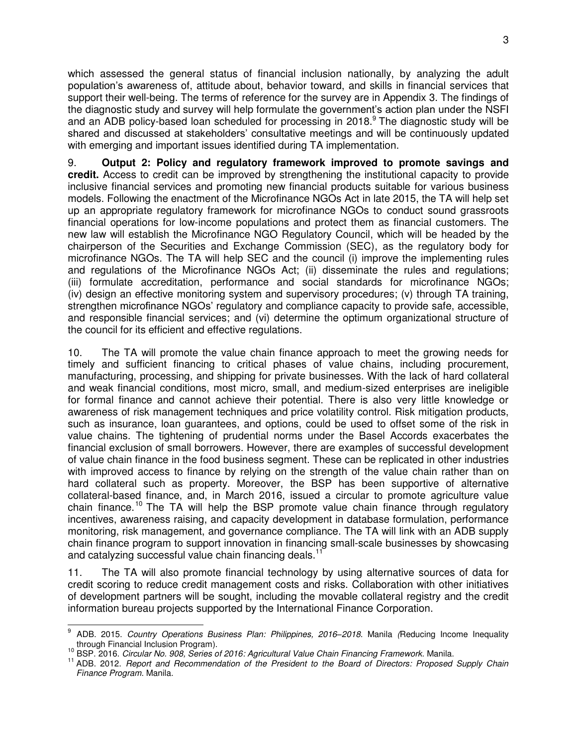which assessed the general status of financial inclusion nationally, by analyzing the adult population's awareness of, attitude about, behavior toward, and skills in financial services that support their well-being. The terms of reference for the survey are in Appendix 3. The findings of the diagnostic study and survey will help formulate the government's action plan under the NSFI and an ADB policy-based loan scheduled for processing in 2018.[9] The diagnostic study will be shared and discussed at stakeholders' consultative meetings and will be continuously updated with emerging and important issues identified during TA implementation.

9. **Output 2: Policy and regulatory framework improved to promote savings and credit.** Access to credit can be improved by strengthening the institutional capacity to provide inclusive financial services and promoting new financial products suitable for various business models. Following the enactment of the Microfinance NGOs Act in late 2015, the TA will help set up an appropriate regulatory framework for microfinance NGOs to conduct sound grassroots financial operations for low-income populations and protect them as financial customers. The new law will establish the Microfinance NGO Regulatory Council, which will be headed by the chairperson of the Securities and Exchange Commission (SEC), as the regulatory body for microfinance NGOs. The TA will help SEC and the council (i) improve the implementing rules and regulations of the Microfinance NGOs Act; (ii) disseminate the rules and regulations; (iii) formulate accreditation, performance and social standards for microfinance NGOs; (iv) design an effective monitoring system and supervisory procedures; (v) through TA training, strengthen microfinance NGOs' regulatory and compliance capacity to provide safe, accessible, and responsible financial services; and (vi) determine the optimum organizational structure of the council for its efficient and effective regulations.

10. The TA will promote the value chain finance approach to meet the growing needs for timely and sufficient financing to critical phases of value chains, including procurement, manufacturing, processing, and shipping for private businesses. With the lack of hard collateral and weak financial conditions, most micro, small, and medium-sized enterprises are ineligible for formal finance and cannot achieve their potential. There is also very little knowledge or awareness of risk management techniques and price volatility control. Risk mitigation products, such as insurance, loan guarantees, and options, could be used to offset some of the risk in value chains. The tightening of prudential norms under the Basel Accords exacerbates the financial exclusion of small borrowers. However, there are examples of successful development of value chain finance in the food business segment. These can be replicated in other industries with improved access to finance by relying on the strength of the value chain rather than on hard collateral such as property. Moreover, the BSP has been supportive of alternative collateral-based finance, and, in March 2016, issued a circular to promote agriculture value chain finance.[10] The TA will help the BSP promote value chain finance through regulatory incentives, awareness raising, and capacity development in database formulation, performance monitoring, risk management, and governance compliance. The TA will link with an ADB supply chain finance program to support innovation in financing small-scale businesses by showcasing and catalyzing successful value chain financing deals.[11]

11. The TA will also promote financial technology by using alternative sources of data for credit scoring to reduce credit management costs and risks. Collaboration with other initiatives of development partners will be sought, including the movable collateral registry and the credit information bureau projects supported by the International Finance Corporation.

---

[9] ADB. 2015. *Country Operations Business Plan: Philippines, 2016–2018*. Manila (Reducing Income Inequality through Financial Inclusion Program).

[10] BSP. 2016. *Circular No. 908, Series of 2016: Agricultural Value Chain Financing Framework.* Manila.

[11] ADB. 2012. *Report and Recommendation of the President to the Board of Directors: Proposed Supply Chain Finance Program.* Manila.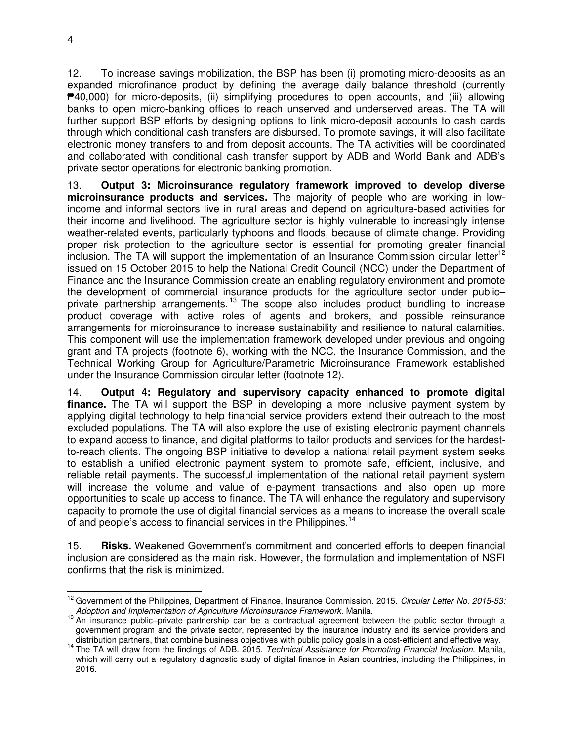12. To increase savings mobilization, the BSP has been (i) promoting micro-deposits as an expanded microfinance product by defining the average daily balance threshold (currently ₱40,000) for micro-deposits, (ii) simplifying procedures to open accounts, and (iii) allowing banks to open micro-banking offices to reach unserved and underserved areas. The TA will further support BSP efforts by designing options to link micro-deposit accounts to cash cards through which conditional cash transfers are disbursed. To promote savings, it will also facilitate electronic money transfers to and from deposit accounts. The TA activities will be coordinated and collaborated with conditional cash transfer support by ADB and World Bank and ADB's private sector operations for electronic banking promotion.

13. **Output 3: Microinsurance regulatory framework improved to develop diverse microinsurance products and services.** The majority of people who are working in low-income and informal sectors live in rural areas and depend on agriculture-based activities for their income and livelihood. The agriculture sector is highly vulnerable to increasingly intense weather-related events, particularly typhoons and floods, because of climate change. Providing proper risk protection to the agriculture sector is essential for promoting greater financial inclusion. The TA will support the implementation of an Insurance Commission circular letter[12] issued on 15 October 2015 to help the National Credit Council (NCC) under the Department of Finance and the Insurance Commission create an enabling regulatory environment and promote the development of commercial insurance products for the agriculture sector under public–private partnership arrangements.[13] The scope also includes product bundling to increase product coverage with active roles of agents and brokers, and possible reinsurance arrangements for microinsurance to increase sustainability and resilience to natural calamities. This component will use the implementation framework developed under previous and ongoing grant and TA projects (footnote 6), working with the NCC, the Insurance Commission, and the Technical Working Group for Agriculture/Parametric Microinsurance Framework established under the Insurance Commission circular letter (footnote 12).

14. **Output 4: Regulatory and supervisory capacity enhanced to promote digital finance.** The TA will support the BSP in developing a more inclusive payment system by applying digital technology to help financial service providers extend their outreach to the most excluded populations. The TA will also explore the use of existing electronic payment channels to expand access to finance, and digital platforms to tailor products and services for the hardest-to-reach clients. The ongoing BSP initiative to develop a national retail payment system seeks to establish a unified electronic payment system to promote safe, efficient, inclusive, and reliable retail payments. The successful implementation of the national retail payment system will increase the volume and value of e-payment transactions and also open up more opportunities to scale up access to finance. The TA will enhance the regulatory and supervisory capacity to promote the use of digital financial services as a means to increase the overall scale of and people's access to financial services in the Philippines.[14]

15. **Risks.** Weakened Government's commitment and concerted efforts to deepen financial inclusion are considered as the main risk. However, the formulation and implementation of NSFI confirms that the risk is minimized.

---

[12] Government of the Philippines, Department of Finance, Insurance Commission. 2015. *Circular Letter No. 2015-53: Adoption and Implementation of Agriculture Microinsurance Framework.* Manila.

[13] An insurance public–private partnership can be a contractual agreement between the public sector through a government program and the private sector, represented by the insurance industry and its service providers and distribution partners, that combine business objectives with public policy goals in a cost-efficient and effective way.

[14] The TA will draw from the findings of ADB. 2015. *Technical Assistance for Promoting Financial Inclusion.* Manila, which will carry out a regulatory diagnostic study of digital finance in Asian countries, including the Philippines, in 2016.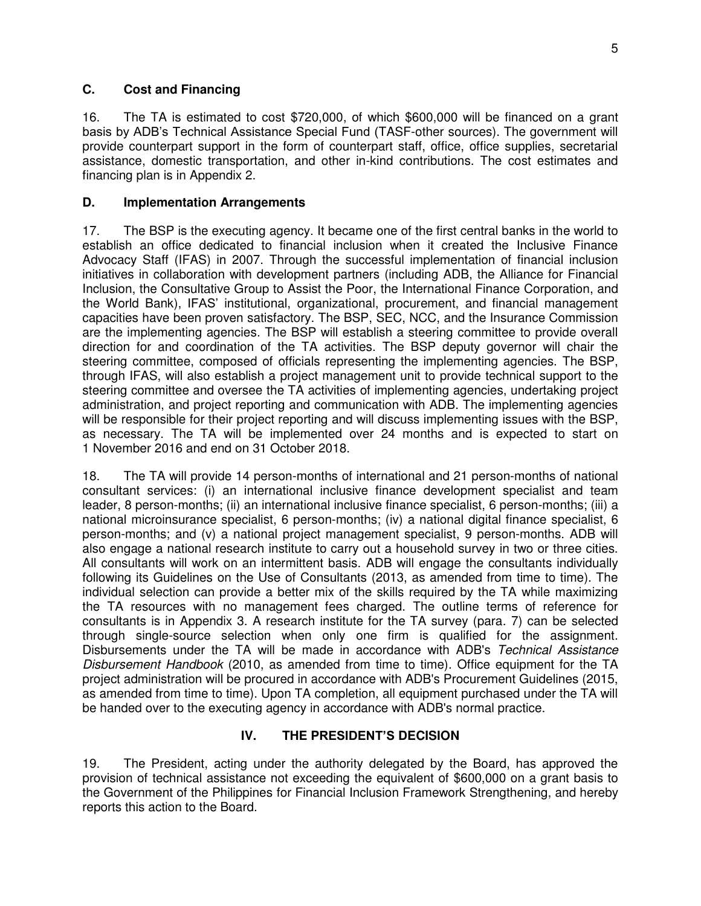### C. Cost and Financing

16. The TA is estimated to cost $720,000, of which $600,000 will be financed on a grant basis by ADB's Technical Assistance Special Fund (TASF-other sources). The government will provide counterpart support in the form of counterpart staff, office, office supplies, secretarial assistance, domestic transportation, and other in-kind contributions. The cost estimates and financing plan is in Appendix 2.

### D. Implementation Arrangements

17. The BSP is the executing agency. It became one of the first central banks in the world to establish an office dedicated to financial inclusion when it created the Inclusive Finance Advocacy Staff (IFAS) in 2007. Through the successful implementation of financial inclusion initiatives in collaboration with development partners (including ADB, the Alliance for Financial Inclusion, the Consultative Group to Assist the Poor, the International Finance Corporation, and the World Bank), IFAS' institutional, organizational, procurement, and financial management capacities have been proven satisfactory. The BSP, SEC, NCC, and the Insurance Commission are the implementing agencies. The BSP will establish a steering committee to provide overall direction for and coordination of the TA activities. The BSP deputy governor will chair the steering committee, composed of officials representing the implementing agencies. The BSP, through IFAS, will also establish a project management unit to provide technical support to the steering committee and oversee the TA activities of implementing agencies, undertaking project administration, and project reporting and communication with ADB. The implementing agencies will be responsible for their project reporting and will discuss implementing issues with the BSP, as necessary. The TA will be implemented over 24 months and is expected to start on 1 November 2016 and end on 31 October 2018.

18. The TA will provide 14 person-months of international and 21 person-months of national consultant services: (i) an international inclusive finance development specialist and team leader, 8 person-months; (ii) an international inclusive finance specialist, 6 person-months; (iii) a national microinsurance specialist, 6 person-months; (iv) a national digital finance specialist, 6 person-months; and (v) a national project management specialist, 9 person-months. ADB will also engage a national research institute to carry out a household survey in two or three cities. All consultants will work on an intermittent basis. ADB will engage the consultants individually following its Guidelines on the Use of Consultants (2013, as amended from time to time). The individual selection can provide a better mix of the skills required by the TA while maximizing the TA resources with no management fees charged. The outline terms of reference for consultants is in Appendix 3. A research institute for the TA survey (para. 7) can be selected through single-source selection when only one firm is qualified for the assignment. Disbursements under the TA will be made in accordance with ADB's *Technical Assistance Disbursement Handbook* (2010, as amended from time to time). Office equipment for the TA project administration will be procured in accordance with ADB's Procurement Guidelines (2015, as amended from time to time). Upon TA completion, all equipment purchased under the TA will be handed over to the executing agency in accordance with ADB's normal practice.

## IV. THE PRESIDENT'S DECISION

19. The President, acting under the authority delegated by the Board, has approved the provision of technical assistance not exceeding the equivalent of $600,000 on a grant basis to the Government of the Philippines for Financial Inclusion Framework Strengthening, and hereby reports this action to the Board.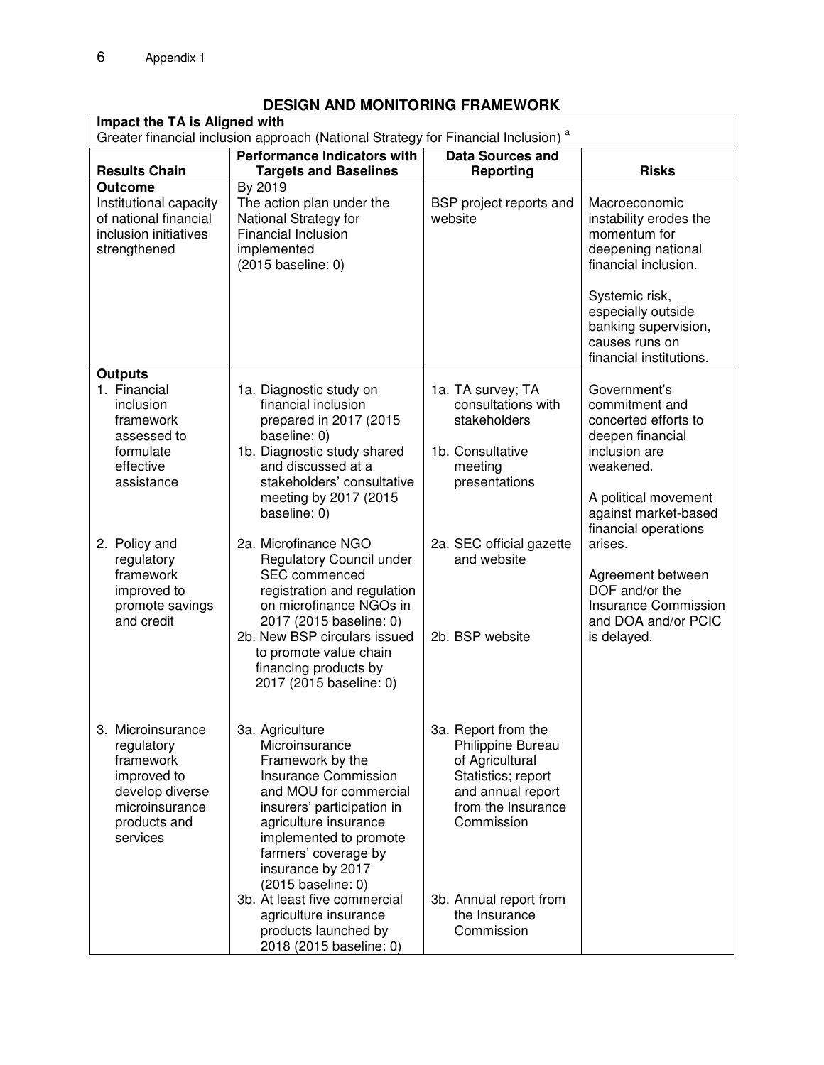## DESIGN AND MONITORING FRAMEWORK

| **Impact the TA is Aligned with** | | | |
|---|---|---|---|
| Greater financial inclusion approach (National Strategy for Financial Inclusion) [a] | | | |
| **Results Chain** | **Performance Indicators with Targets and Baselines** | **Data Sources and Reporting** | **Risks** |
| **Outcome**<br>Institutional capacity of national financial inclusion initiatives strengthened | By 2019<br>The action plan under the National Strategy for Financial Inclusion implemented<br>(2015 baseline: 0) | BSP project reports and website | Macroeconomic instability erodes the momentum for deepening national financial inclusion.<br><br>Systemic risk, especially outside banking supervision, causes runs on financial institutions. |
| **Outputs**<br>1. Financial inclusion framework assessed to formulate effective assistance | 1a. Diagnostic study on financial inclusion prepared in 2017 (2015 baseline: 0)<br>1b. Diagnostic study shared and discussed at a stakeholders' consultative meeting by 2017 (2015 baseline: 0) | 1a. TA survey; TA consultations with stakeholders<br>1b. Consultative meeting presentations | Government's commitment and concerted efforts to deepen financial inclusion are weakened.<br><br>A political movement against market-based financial operations arises.<br><br>Agreement between DOF and/or the Insurance Commission and DOA and/or PCIC is delayed. |
| 2. Policy and regulatory framework improved to promote savings and credit | 2a. Microfinance NGO Regulatory Council under SEC commenced registration and regulation on microfinance NGOs in 2017 (2015 baseline: 0)<br>2b. New BSP circulars issued to promote value chain financing products by 2017 (2015 baseline: 0) | 2a. SEC official gazette and website<br>2b. BSP website | |
| 3. Microinsurance regulatory framework improved to develop diverse microinsurance products and services | 3a. Agriculture Microinsurance Framework by the Insurance Commission and MOU for commercial insurers' participation in agriculture insurance implemented to promote farmers' coverage by insurance by 2017 (2015 baseline: 0)<br>3b. At least five commercial agriculture insurance products launched by 2018 (2015 baseline: 0) | 3a. Report from the Philippine Bureau of Agricultural Statistics; report and annual report from the Insurance Commission<br>3b. Annual report from the Insurance Commission | |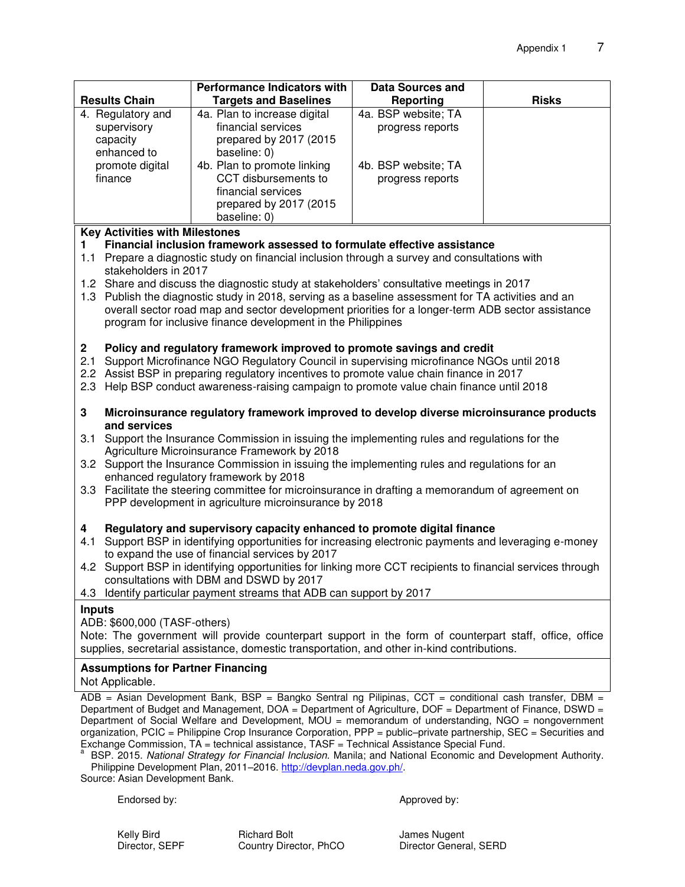| Results Chain | Performance Indicators with Targets and Baselines | Data Sources and Reporting | Risks |
|---|---|---|---|
| 4. Regulatory and supervisory capacity enhanced to promote digital finance | 4a. Plan to increase digital financial services prepared by 2017 (2015 baseline: 0)<br>4b. Plan to promote linking CCT disbursements to financial services prepared by 2017 (2015 baseline: 0) | 4a. BSP website; TA progress reports<br>4b. BSP website; TA progress reports | |

**Key Activities with Milestones**

**1 Financial inclusion framework assessed to formulate effective assistance**

1.1 Prepare a diagnostic study on financial inclusion through a survey and consultations with stakeholders in 2017

1.2 Share and discuss the diagnostic study at stakeholders' consultative meetings in 2017

1.3 Publish the diagnostic study in 2018, serving as a baseline assessment for TA activities and an overall sector road map and sector development priorities for a longer-term ADB sector assistance program for inclusive finance development in the Philippines

**2 Policy and regulatory framework improved to promote savings and credit**

2.1 Support Microfinance NGO Regulatory Council in supervising microfinance NGOs until 2018

2.2 Assist BSP in preparing regulatory incentives to promote value chain finance in 2017

2.3 Help BSP conduct awareness-raising campaign to promote value chain finance until 2018

**3 Microinsurance regulatory framework improved to develop diverse microinsurance products and services**

3.1 Support the Insurance Commission in issuing the implementing rules and regulations for the Agriculture Microinsurance Framework by 2018

3.2 Support the Insurance Commission in issuing the implementing rules and regulations for an enhanced regulatory framework by 2018

3.3 Facilitate the steering committee for microinsurance in drafting a memorandum of agreement on PPP development in agriculture microinsurance by 2018

**4 Regulatory and supervisory capacity enhanced to promote digital finance**

4.1 Support BSP in identifying opportunities for increasing electronic payments and leveraging e-money to expand the use of financial services by 2017

4.2 Support BSP in identifying opportunities for linking more CCT recipients to financial services through consultations with DBM and DSWD by 2017

4.3 Identify particular payment streams that ADB can support by 2017

**Inputs**

ADB: $600,000 (TASF-others)

Note: The government will provide counterpart support in the form of counterpart staff, office, office supplies, secretarial assistance, domestic transportation, and other in-kind contributions.

**Assumptions for Partner Financing**

Not Applicable.

ADB = Asian Development Bank, BSP = Bangko Sentral ng Pilipinas, CCT = conditional cash transfer, DBM = Department of Budget and Management, DOA = Department of Agriculture, DOF = Department of Finance, DSWD = Department of Social Welfare and Development, MOU = memorandum of understanding, NGO = nongovernment organization, PCIC = Philippine Crop Insurance Corporation, PPP = public–private partnership, SEC = Securities and Exchange Commission, TA = technical assistance, TASF = Technical Assistance Special Fund.

[a] BSP. 2015. *National Strategy for Financial Inclusion.* Manila; and National Economic and Development Authority. Philippine Development Plan, 2011–2016. http://devplan.neda.gov.ph/.

Source: Asian Development Bank.

Endorsed by: Approved by:

Kelly Bird, Director, SEPF

Richard Bolt, Country Director, PhCO

James Nugent, Director General, SERD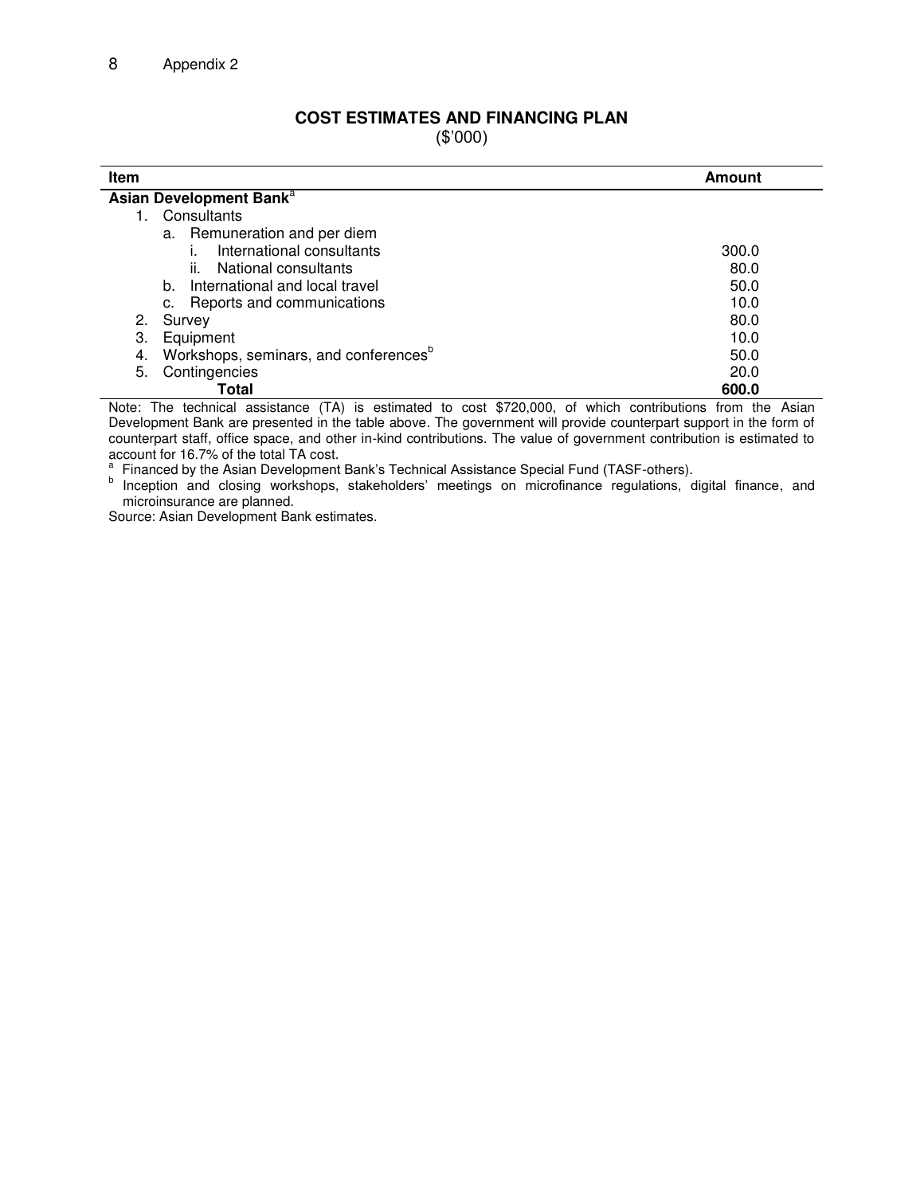## COST ESTIMATES AND FINANCING PLAN

($'000)

| Item | Amount |
|---|---|
| **Asian Development Bank**[a] | |
| 1. Consultants | |
| a. Remuneration and per diem | |
| i. International consultants | 300.0 |
| ii. National consultants | 80.0 |
| b. International and local travel | 50.0 |
| c. Reports and communications | 10.0 |
| 2. Survey | 80.0 |
| 3. Equipment | 10.0 |
| 4. Workshops, seminars, and conferences[b] | 50.0 |
| 5. Contingencies | 20.0 |
| **Total** | **600.0** |

Note: The technical assistance (TA) is estimated to cost $720,000, of which contributions from the Asian Development Bank are presented in the table above. The government will provide counterpart support in the form of counterpart staff, office space, and other in-kind contributions. The value of government contribution is estimated to account for 16.7% of the total TA cost.

[a] Financed by the Asian Development Bank's Technical Assistance Special Fund (TASF-others).

[b] Inception and closing workshops, stakeholders' meetings on microfinance regulations, digital finance, and microinsurance are planned.

Source: Asian Development Bank estimates.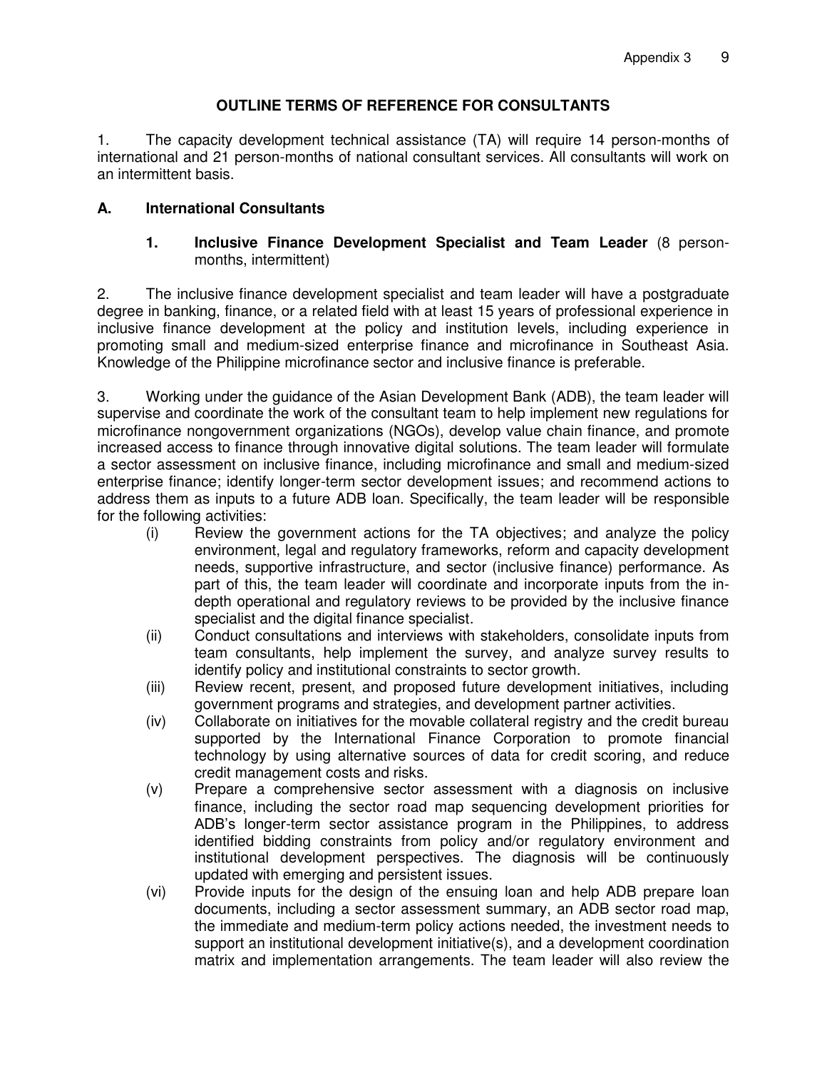# OUTLINE TERMS OF REFERENCE FOR CONSULTANTS

1. The capacity development technical assistance (TA) will require 14 person-months of international and 21 person-months of national consultant services. All consultants will work on an intermittent basis.

## A. International Consultants

### 1. Inclusive Finance Development Specialist and Team Leader (8 person-months, intermittent)

2. The inclusive finance development specialist and team leader will have a postgraduate degree in banking, finance, or a related field with at least 15 years of professional experience in inclusive finance development at the policy and institution levels, including experience in promoting small and medium-sized enterprise finance and microfinance in Southeast Asia. Knowledge of the Philippine microfinance sector and inclusive finance is preferable.

3. Working under the guidance of the Asian Development Bank (ADB), the team leader will supervise and coordinate the work of the consultant team to help implement new regulations for microfinance nongovernment organizations (NGOs), develop value chain finance, and promote increased access to finance through innovative digital solutions. The team leader will formulate a sector assessment on inclusive finance, including microfinance and small and medium-sized enterprise finance; identify longer-term sector development issues; and recommend actions to address them as inputs to a future ADB loan. Specifically, the team leader will be responsible for the following activities:

(i) Review the government actions for the TA objectives; and analyze the policy environment, legal and regulatory frameworks, reform and capacity development needs, supportive infrastructure, and sector (inclusive finance) performance. As part of this, the team leader will coordinate and incorporate inputs from the in-depth operational and regulatory reviews to be provided by the inclusive finance specialist and the digital finance specialist.

(ii) Conduct consultations and interviews with stakeholders, consolidate inputs from team consultants, help implement the survey, and analyze survey results to identify policy and institutional constraints to sector growth.

(iii) Review recent, present, and proposed future development initiatives, including government programs and strategies, and development partner activities.

(iv) Collaborate on initiatives for the movable collateral registry and the credit bureau supported by the International Finance Corporation to promote financial technology by using alternative sources of data for credit scoring, and reduce credit management costs and risks.

(v) Prepare a comprehensive sector assessment with a diagnosis on inclusive finance, including the sector road map sequencing development priorities for ADB's longer-term sector assistance program in the Philippines, to address identified bidding constraints from policy and/or regulatory environment and institutional development perspectives. The diagnosis will be continuously updated with emerging and persistent issues.

(vi) Provide inputs for the design of the ensuing loan and help ADB prepare loan documents, including a sector assessment summary, an ADB sector road map, the immediate and medium-term policy actions needed, the investment needs to support an institutional development initiative(s), and a development coordination matrix and implementation arrangements. The team leader will also review the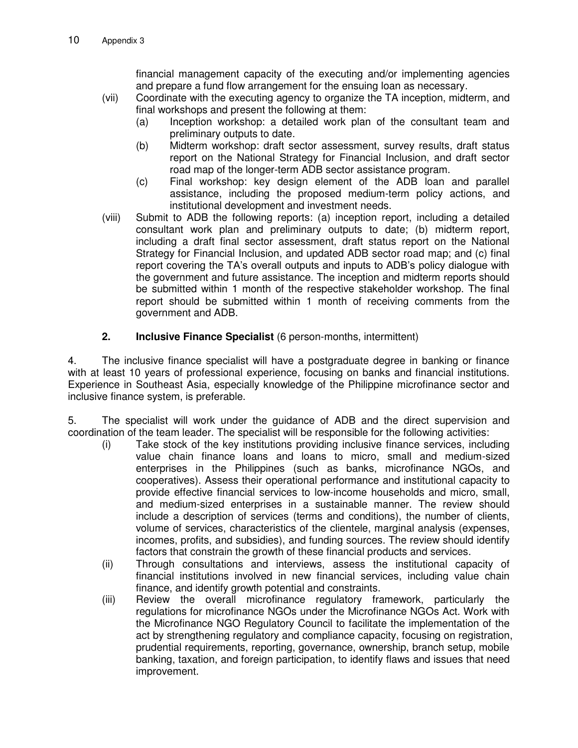financial management capacity of the executing and/or implementing agencies and prepare a fund flow arrangement for the ensuing loan as necessary.

(vii) Coordinate with the executing agency to organize the TA inception, midterm, and final workshops and present the following at them:
   (a) Inception workshop: a detailed work plan of the consultant team and preliminary outputs to date.
   (b) Midterm workshop: draft sector assessment, survey results, draft status report on the National Strategy for Financial Inclusion, and draft sector road map of the longer-term ADB sector assistance program.
   (c) Final workshop: key design element of the ADB loan and parallel assistance, including the proposed medium-term policy actions, and institutional development and investment needs.

(viii) Submit to ADB the following reports: (a) inception report, including a detailed consultant work plan and preliminary outputs to date; (b) midterm report, including a draft final sector assessment, draft status report on the National Strategy for Financial Inclusion, and updated ADB sector road map; and (c) final report covering the TA's overall outputs and inputs to ADB's policy dialogue with the government and future assistance. The inception and midterm reports should be submitted within 1 month of the respective stakeholder workshop. The final report should be submitted within 1 month of receiving comments from the government and ADB.

### 2. **Inclusive Finance Specialist** (6 person-months, intermittent)

4. The inclusive finance specialist will have a postgraduate degree in banking or finance with at least 10 years of professional experience, focusing on banks and financial institutions. Experience in Southeast Asia, especially knowledge of the Philippine microfinance sector and inclusive finance system, is preferable.

5. The specialist will work under the guidance of ADB and the direct supervision and coordination of the team leader. The specialist will be responsible for the following activities:

(i) Take stock of the key institutions providing inclusive finance services, including value chain finance loans and loans to micro, small and medium-sized enterprises in the Philippines (such as banks, microfinance NGOs, and cooperatives). Assess their operational performance and institutional capacity to provide effective financial services to low-income households and micro, small, and medium-sized enterprises in a sustainable manner. The review should include a description of services (terms and conditions), the number of clients, volume of services, characteristics of the clientele, marginal analysis (expenses, incomes, profits, and subsidies), and funding sources. The review should identify factors that constrain the growth of these financial products and services.

(ii) Through consultations and interviews, assess the institutional capacity of financial institutions involved in new financial services, including value chain finance, and identify growth potential and constraints.

(iii) Review the overall microfinance regulatory framework, particularly the regulations for microfinance NGOs under the Microfinance NGOs Act. Work with the Microfinance NGO Regulatory Council to facilitate the implementation of the act by strengthening regulatory and compliance capacity, focusing on registration, prudential requirements, reporting, governance, ownership, branch setup, mobile banking, taxation, and foreign participation, to identify flaws and issues that need improvement.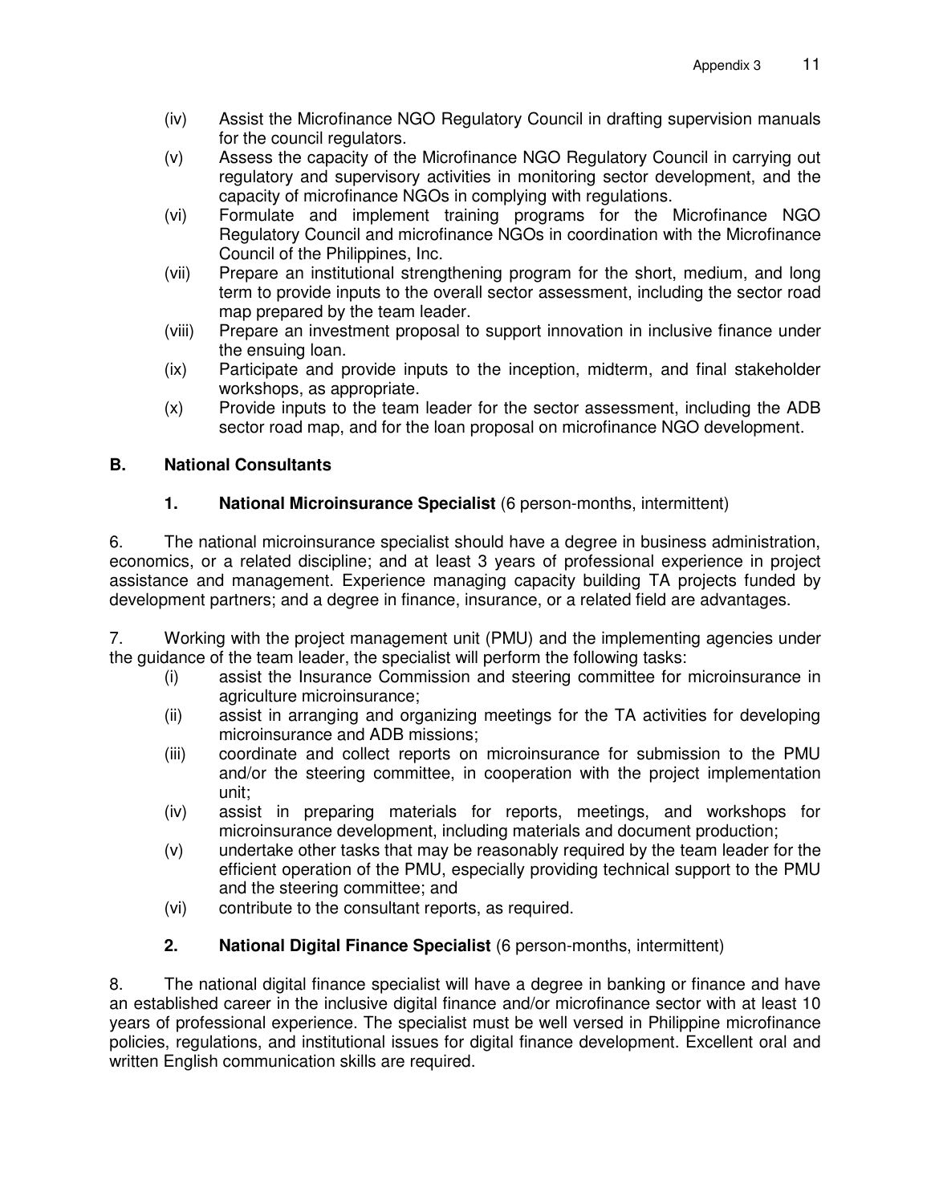(iv) Assist the Microfinance NGO Regulatory Council in drafting supervision manuals for the council regulators.

(v) Assess the capacity of the Microfinance NGO Regulatory Council in carrying out regulatory and supervisory activities in monitoring sector development, and the capacity of microfinance NGOs in complying with regulations.

(vi) Formulate and implement training programs for the Microfinance NGO Regulatory Council and microfinance NGOs in coordination with the Microfinance Council of the Philippines, Inc.

(vii) Prepare an institutional strengthening program for the short, medium, and long term to provide inputs to the overall sector assessment, including the sector road map prepared by the team leader.

(viii) Prepare an investment proposal to support innovation in inclusive finance under the ensuing loan.

(ix) Participate and provide inputs to the inception, midterm, and final stakeholder workshops, as appropriate.

(x) Provide inputs to the team leader for the sector assessment, including the ADB sector road map, and for the loan proposal on microfinance NGO development.

## B. National Consultants

### 1. National Microinsurance Specialist (6 person-months, intermittent)

6. The national microinsurance specialist should have a degree in business administration, economics, or a related discipline; and at least 3 years of professional experience in project assistance and management. Experience managing capacity building TA projects funded by development partners; and a degree in finance, insurance, or a related field are advantages.

7. Working with the project management unit (PMU) and the implementing agencies under the guidance of the team leader, the specialist will perform the following tasks:

(i) assist the Insurance Commission and steering committee for microinsurance in agriculture microinsurance;

(ii) assist in arranging and organizing meetings for the TA activities for developing microinsurance and ADB missions;

(iii) coordinate and collect reports on microinsurance for submission to the PMU and/or the steering committee, in cooperation with the project implementation unit;

(iv) assist in preparing materials for reports, meetings, and workshops for microinsurance development, including materials and document production;

(v) undertake other tasks that may be reasonably required by the team leader for the efficient operation of the PMU, especially providing technical support to the PMU and the steering committee; and

(vi) contribute to the consultant reports, as required.

### 2. National Digital Finance Specialist (6 person-months, intermittent)

8. The national digital finance specialist will have a degree in banking or finance and have an established career in the inclusive digital finance and/or microfinance sector with at least 10 years of professional experience. The specialist must be well versed in Philippine microfinance policies, regulations, and institutional issues for digital finance development. Excellent oral and written English communication skills are required.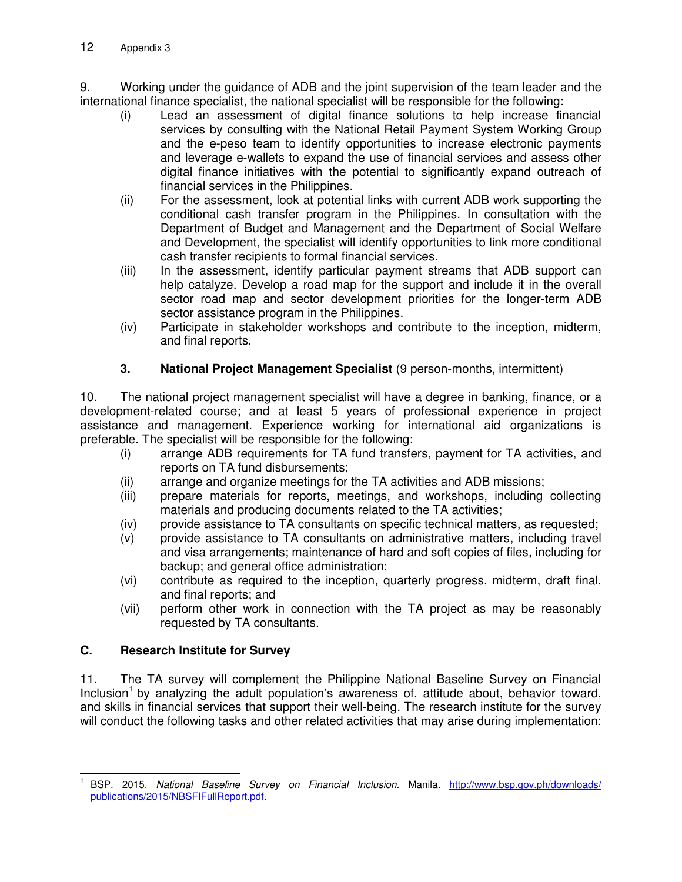9. Working under the guidance of ADB and the joint supervision of the team leader and the international finance specialist, the national specialist will be responsible for the following:

- (i) Lead an assessment of digital finance solutions to help increase financial services by consulting with the National Retail Payment System Working Group and the e-peso team to identify opportunities to increase electronic payments and leverage e-wallets to expand the use of financial services and assess other digital finance initiatives with the potential to significantly expand outreach of financial services in the Philippines.
- (ii) For the assessment, look at potential links with current ADB work supporting the conditional cash transfer program in the Philippines. In consultation with the Department of Budget and Management and the Department of Social Welfare and Development, the specialist will identify opportunities to link more conditional cash transfer recipients to formal financial services.
- (iii) In the assessment, identify particular payment streams that ADB support can help catalyze. Develop a road map for the support and include it in the overall sector road map and sector development priorities for the longer-term ADB sector assistance program in the Philippines.
- (iv) Participate in stakeholder workshops and contribute to the inception, midterm, and final reports.

### 3. **National Project Management Specialist** (9 person-months, intermittent)

10. The national project management specialist will have a degree in banking, finance, or a development-related course; and at least 5 years of professional experience in project assistance and management. Experience working for international aid organizations is preferable. The specialist will be responsible for the following:

- (i) arrange ADB requirements for TA fund transfers, payment for TA activities, and reports on TA fund disbursements;
- (ii) arrange and organize meetings for the TA activities and ADB missions;
- (iii) prepare materials for reports, meetings, and workshops, including collecting materials and producing documents related to the TA activities;
- (iv) provide assistance to TA consultants on specific technical matters, as requested;
- (v) provide assistance to TA consultants on administrative matters, including travel and visa arrangements; maintenance of hard and soft copies of files, including for backup; and general office administration;
- (vi) contribute as required to the inception, quarterly progress, midterm, draft final, and final reports; and
- (vii) perform other work in connection with the TA project as may be reasonably requested by TA consultants.

## C. Research Institute for Survey

11. The TA survey will complement the Philippine National Baseline Survey on Financial Inclusion[1] by analyzing the adult population's awareness of, attitude about, behavior toward, and skills in financial services that support their well-being. The research institute for the survey will conduct the following tasks and other related activities that may arise during implementation:

---

[1] BSP. 2015. *National Baseline Survey on Financial Inclusion*. Manila. http://www.bsp.gov.ph/downloads/publications/2015/NBSFIFullReport.pdf.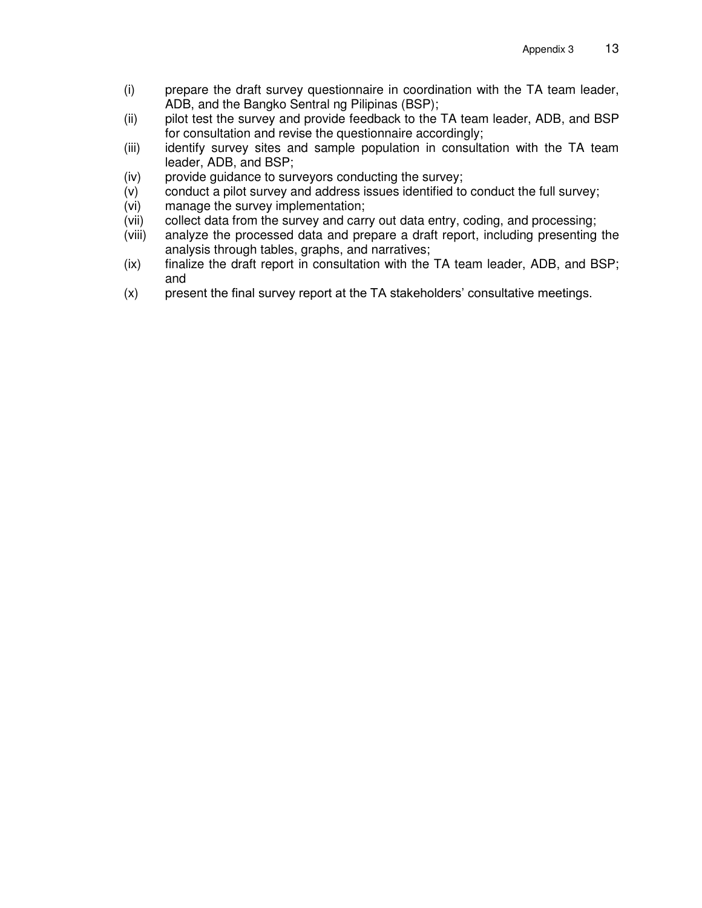(i) prepare the draft survey questionnaire in coordination with the TA team leader, ADB, and the Bangko Sentral ng Pilipinas (BSP);
(ii) pilot test the survey and provide feedback to the TA team leader, ADB, and BSP for consultation and revise the questionnaire accordingly;
(iii) identify survey sites and sample population in consultation with the TA team leader, ADB, and BSP;
(iv) provide guidance to surveyors conducting the survey;
(v) conduct a pilot survey and address issues identified to conduct the full survey;
(vi) manage the survey implementation;
(vii) collect data from the survey and carry out data entry, coding, and processing;
(viii) analyze the processed data and prepare a draft report, including presenting the analysis through tables, graphs, and narratives;
(ix) finalize the draft report in consultation with the TA team leader, ADB, and BSP; and
(x) present the final survey report at the TA stakeholders' consultative meetings.